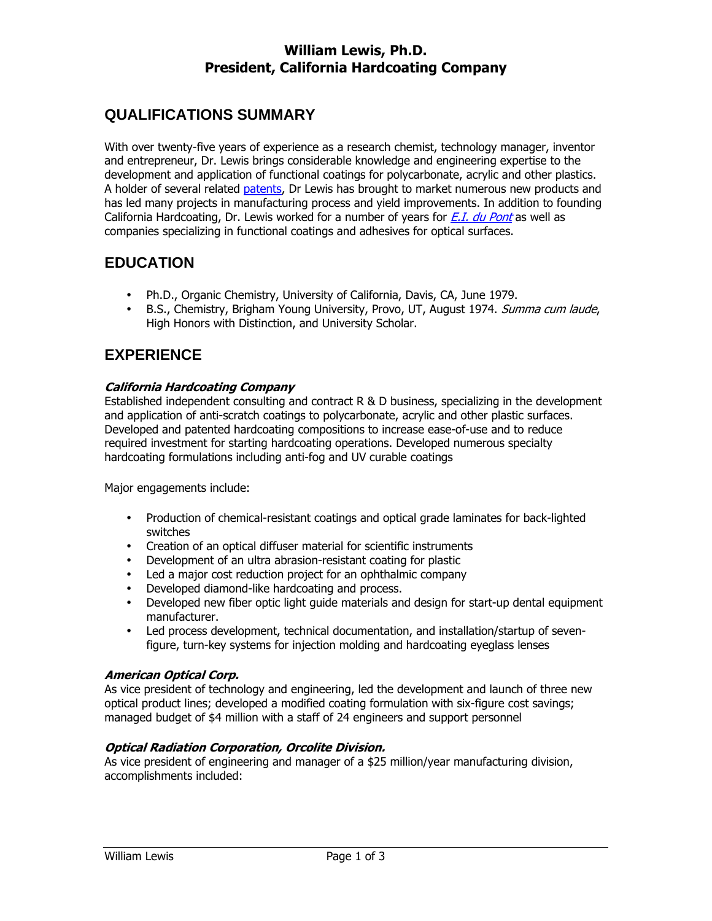# William Lewis, Ph.D.
# President, California Hardcoating Company

## QUALIFICATIONS SUMMARY

With over twenty-five years of experience as a research chemist, technology manager, inventor and entrepreneur, Dr. Lewis brings considerable knowledge and engineering expertise to the development and application of functional coatings for polycarbonate, acrylic and other plastics. A holder of several related patents, Dr Lewis has brought to market numerous new products and has led many projects in manufacturing process and yield improvements. In addition to founding California Hardcoating, Dr. Lewis worked for a number of years for *E.I. du Pont* as well as companies specializing in functional coatings and adhesives for optical surfaces.

## EDUCATION

- Ph.D., Organic Chemistry, University of California, Davis, CA, June 1979.
- B.S., Chemistry, Brigham Young University, Provo, UT, August 1974. *Summa cum laude*, High Honors with Distinction, and University Scholar.

## EXPERIENCE

### *California Hardcoating Company*

Established independent consulting and contract R & D business, specializing in the development and application of anti-scratch coatings to polycarbonate, acrylic and other plastic surfaces. Developed and patented hardcoating compositions to increase ease-of-use and to reduce required investment for starting hardcoating operations. Developed numerous specialty hardcoating formulations including anti-fog and UV curable coatings

Major engagements include:

- Production of chemical-resistant coatings and optical grade laminates for back-lighted switches
- Creation of an optical diffuser material for scientific instruments
- Development of an ultra abrasion-resistant coating for plastic
- Led a major cost reduction project for an ophthalmic company
- Developed diamond-like hardcoating and process.
- Developed new fiber optic light guide materials and design for start-up dental equipment manufacturer.
- Led process development, technical documentation, and installation/startup of seven-figure, turn-key systems for injection molding and hardcoating eyeglass lenses

### *American Optical Corp.*

As vice president of technology and engineering, led the development and launch of three new optical product lines; developed a modified coating formulation with six-figure cost savings; managed budget of $4 million with a staff of 24 engineers and support personnel

### *Optical Radiation Corporation, Orcolite Division.*

As vice president of engineering and manager of a $25 million/year manufacturing division, accomplishments included: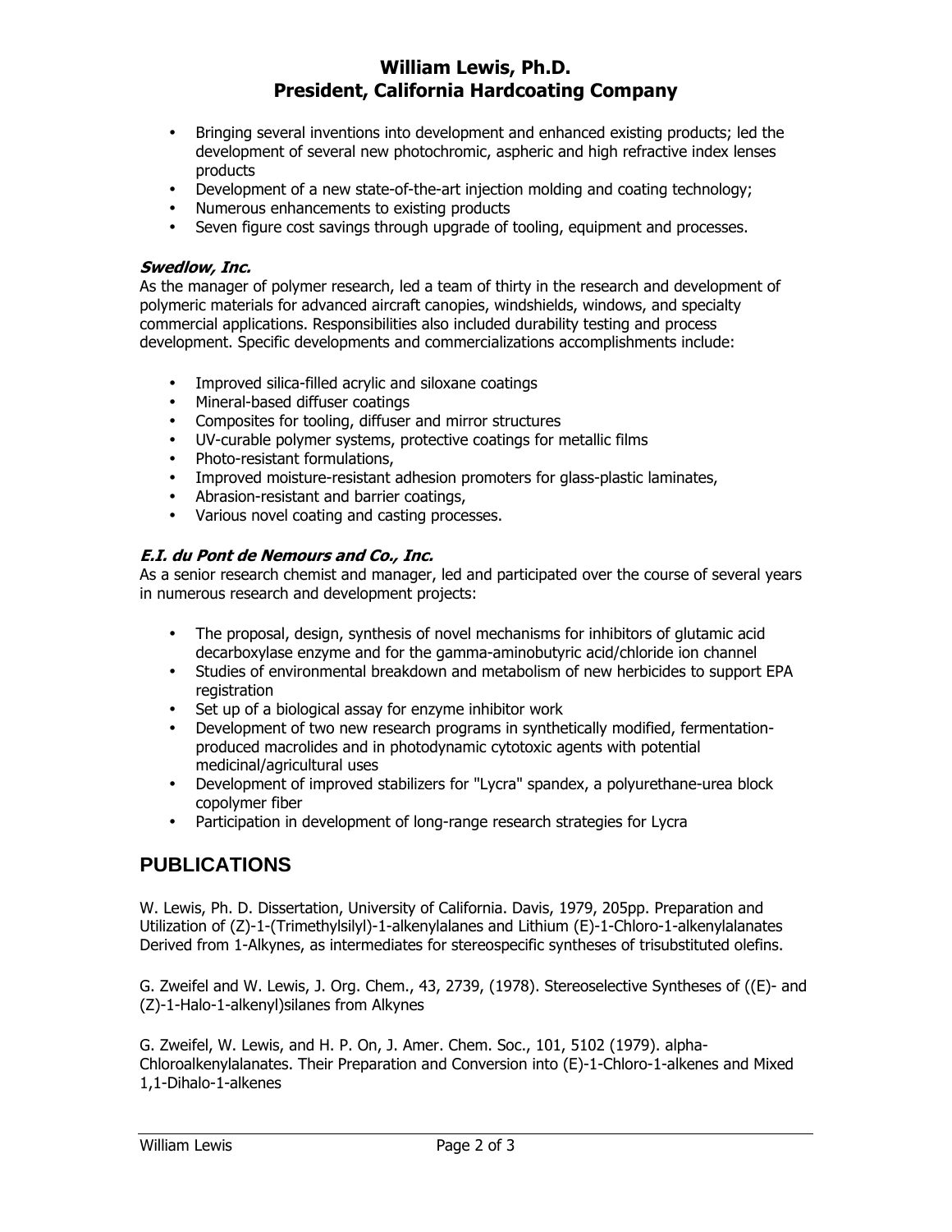- Bringing several inventions into development and enhanced existing products; led the development of several new photochromic, aspheric and high refractive index lenses products
- Development of a new state-of-the-art injection molding and coating technology;
- Numerous enhancements to existing products
- Seven figure cost savings through upgrade of tooling, equipment and processes.

***Swedlow, Inc.***

As the manager of polymer research, led a team of thirty in the research and development of polymeric materials for advanced aircraft canopies, windshields, windows, and specialty commercial applications. Responsibilities also included durability testing and process development. Specific developments and commercializations accomplishments include:

- Improved silica-filled acrylic and siloxane coatings
- Mineral-based diffuser coatings
- Composites for tooling, diffuser and mirror structures
- UV-curable polymer systems, protective coatings for metallic films
- Photo-resistant formulations,
- Improved moisture-resistant adhesion promoters for glass-plastic laminates,
- Abrasion-resistant and barrier coatings,
- Various novel coating and casting processes.

***E.I. du Pont de Nemours and Co., Inc.***

As a senior research chemist and manager, led and participated over the course of several years in numerous research and development projects:

- The proposal, design, synthesis of novel mechanisms for inhibitors of glutamic acid decarboxylase enzyme and for the gamma-aminobutyric acid/chloride ion channel
- Studies of environmental breakdown and metabolism of new herbicides to support EPA registration
- Set up of a biological assay for enzyme inhibitor work
- Development of two new research programs in synthetically modified, fermentation-produced macrolides and in photodynamic cytotoxic agents with potential medicinal/agricultural uses
- Development of improved stabilizers for "Lycra" spandex, a polyurethane-urea block copolymer fiber
- Participation in development of long-range research strategies for Lycra

## PUBLICATIONS

W. Lewis, Ph. D. Dissertation, University of California. Davis, 1979, 205pp. Preparation and Utilization of (Z)-1-(Trimethylsilyl)-1-alkenylalanes and Lithium (E)-1-Chloro-1-alkenylalanates Derived from 1-Alkynes, as intermediates for stereospecific syntheses of trisubstituted olefins.

G. Zweifel and W. Lewis, J. Org. Chem., 43, 2739, (1978). Stereoselective Syntheses of ((E)- and (Z)-1-Halo-1-alkenyl)silanes from Alkynes

G. Zweifel, W. Lewis, and H. P. On, J. Amer. Chem. Soc., 101, 5102 (1979). alpha-Chloroalkenylalanates. Their Preparation and Conversion into (E)-1-Chloro-1-alkenes and Mixed 1,1-Dihalo-1-alkenes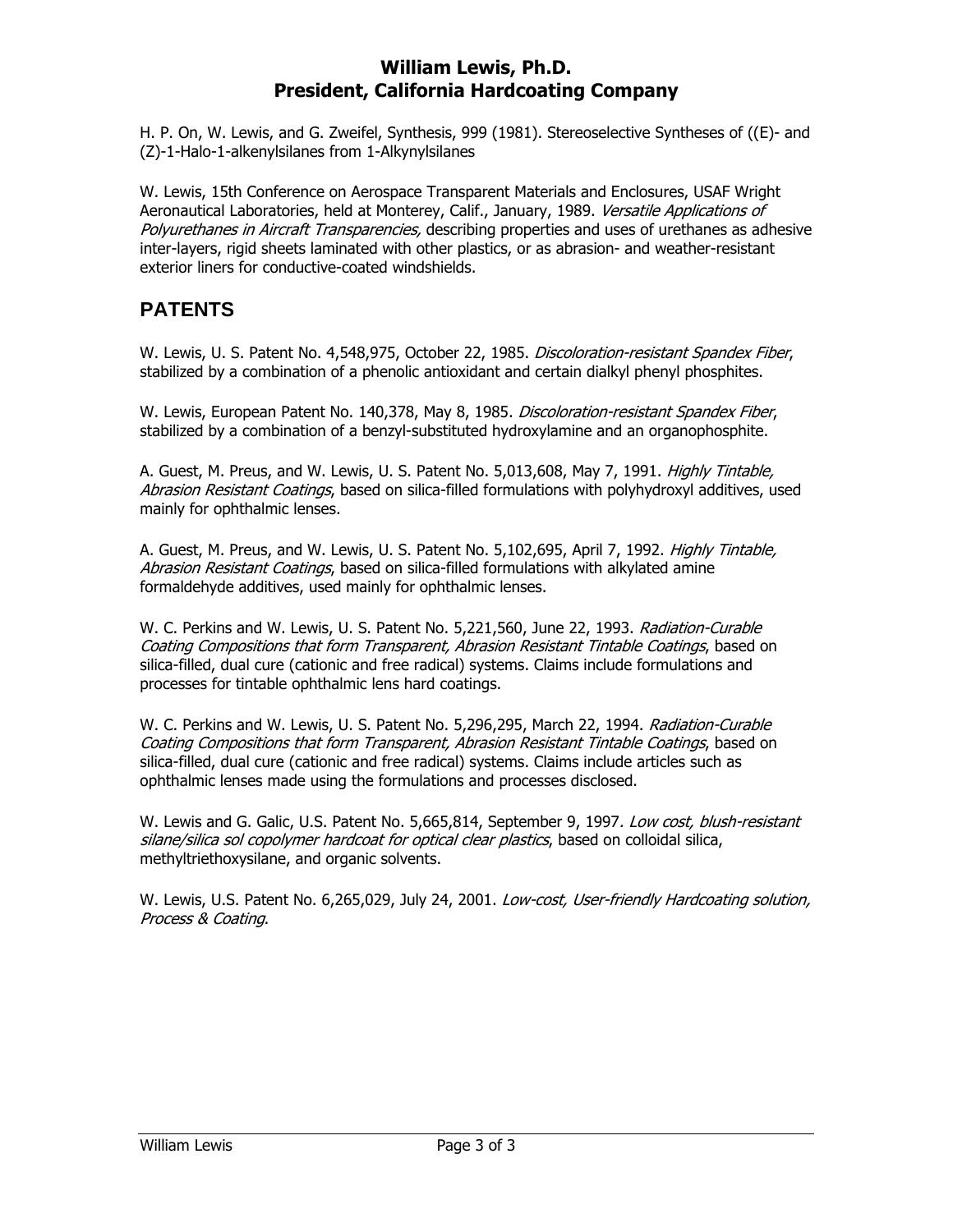H. P. On, W. Lewis, and G. Zweifel, Synthesis, 999 (1981). Stereoselective Syntheses of ((E)- and (Z)-1-Halo-1-alkenylsilanes from 1-Alkynylsilanes

W. Lewis, 15th Conference on Aerospace Transparent Materials and Enclosures, USAF Wright Aeronautical Laboratories, held at Monterey, Calif., January, 1989. *Versatile Applications of Polyurethanes in Aircraft Transparencies,* describing properties and uses of urethanes as adhesive inter-layers, rigid sheets laminated with other plastics, or as abrasion- and weather-resistant exterior liners for conductive-coated windshields.

## PATENTS

W. Lewis, U. S. Patent No. 4,548,975, October 22, 1985. *Discoloration-resistant Spandex Fiber*, stabilized by a combination of a phenolic antioxidant and certain dialkyl phenyl phosphites.

W. Lewis, European Patent No. 140,378, May 8, 1985. *Discoloration-resistant Spandex Fiber*, stabilized by a combination of a benzyl-substituted hydroxylamine and an organophosphite.

A. Guest, M. Preus, and W. Lewis, U. S. Patent No. 5,013,608, May 7, 1991. *Highly Tintable, Abrasion Resistant Coatings*, based on silica-filled formulations with polyhydroxyl additives, used mainly for ophthalmic lenses.

A. Guest, M. Preus, and W. Lewis, U. S. Patent No. 5,102,695, April 7, 1992. *Highly Tintable, Abrasion Resistant Coatings*, based on silica-filled formulations with alkylated amine formaldehyde additives, used mainly for ophthalmic lenses.

W. C. Perkins and W. Lewis, U. S. Patent No. 5,221,560, June 22, 1993. *Radiation-Curable Coating Compositions that form Transparent, Abrasion Resistant Tintable Coatings*, based on silica-filled, dual cure (cationic and free radical) systems. Claims include formulations and processes for tintable ophthalmic lens hard coatings.

W. C. Perkins and W. Lewis, U. S. Patent No. 5,296,295, March 22, 1994. *Radiation-Curable Coating Compositions that form Transparent, Abrasion Resistant Tintable Coatings*, based on silica-filled, dual cure (cationic and free radical) systems. Claims include articles such as ophthalmic lenses made using the formulations and processes disclosed.

W. Lewis and G. Galic, U.S. Patent No. 5,665,814, September 9, 1997. *Low cost, blush-resistant silane/silica sol copolymer hardcoat for optical clear plastics*, based on colloidal silica, methyltriethoxysilane, and organic solvents.

W. Lewis, U.S. Patent No. 6,265,029, July 24, 2001. *Low-cost, User-friendly Hardcoating solution, Process & Coating*.